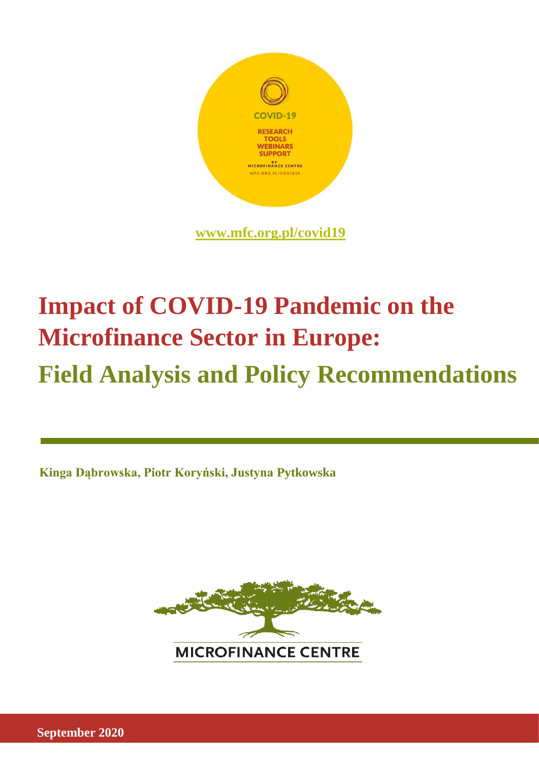COVID-19

RESEARCH
TOOLS
WEBINARS
SUPPORT

BY MICROFINANCE CENTRE
MFC.ORG.PL/COVID19

www.mfc.org.pl/covid19

# Impact of COVID-19 Pandemic on the Microfinance Sector in Europe:

# Field Analysis and Policy Recommendations

**Kinga Dąbrowska, Piotr Koryński, Justyna Pytkowska**

MICROFINANCE CENTRE

**September 2020**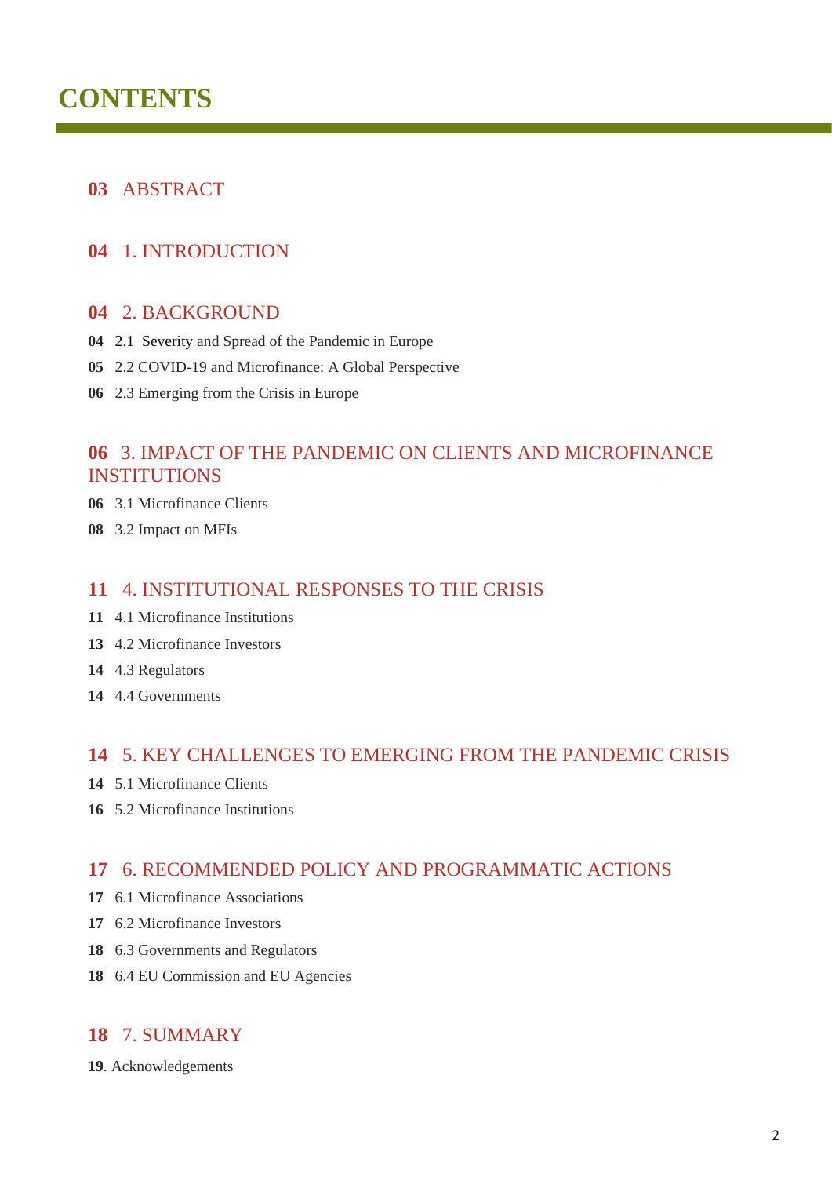# CONTENTS

**03** ABSTRACT

**04** 1. INTRODUCTION

**04** 2. BACKGROUND

**04** 2.1 Severity and Spread of the Pandemic in Europe

**05** 2.2 COVID-19 and Microfinance: A Global Perspective

**06** 2.3 Emerging from the Crisis in Europe

**06** 3. IMPACT OF THE PANDEMIC ON CLIENTS AND MICROFINANCE INSTITUTIONS

**06** 3.1 Microfinance Clients

**08** 3.2 Impact on MFIs

**11** 4. INSTITUTIONAL RESPONSES TO THE CRISIS

**11** 4.1 Microfinance Institutions

**13** 4.2 Microfinance Investors

**14** 4.3 Regulators

**14** 4.4 Governments

**14** 5. KEY CHALLENGES TO EMERGING FROM THE PANDEMIC CRISIS

**14** 5.1 Microfinance Clients

**16** 5.2 Microfinance Institutions

**17** 6. RECOMMENDED POLICY AND PROGRAMMATIC ACTIONS

**17** 6.1 Microfinance Associations

**17** 6.2 Microfinance Investors

**18** 6.3 Governments and Regulators

**18** 6.4 EU Commission and EU Agencies

**18** 7. SUMMARY

**19**. Acknowledgements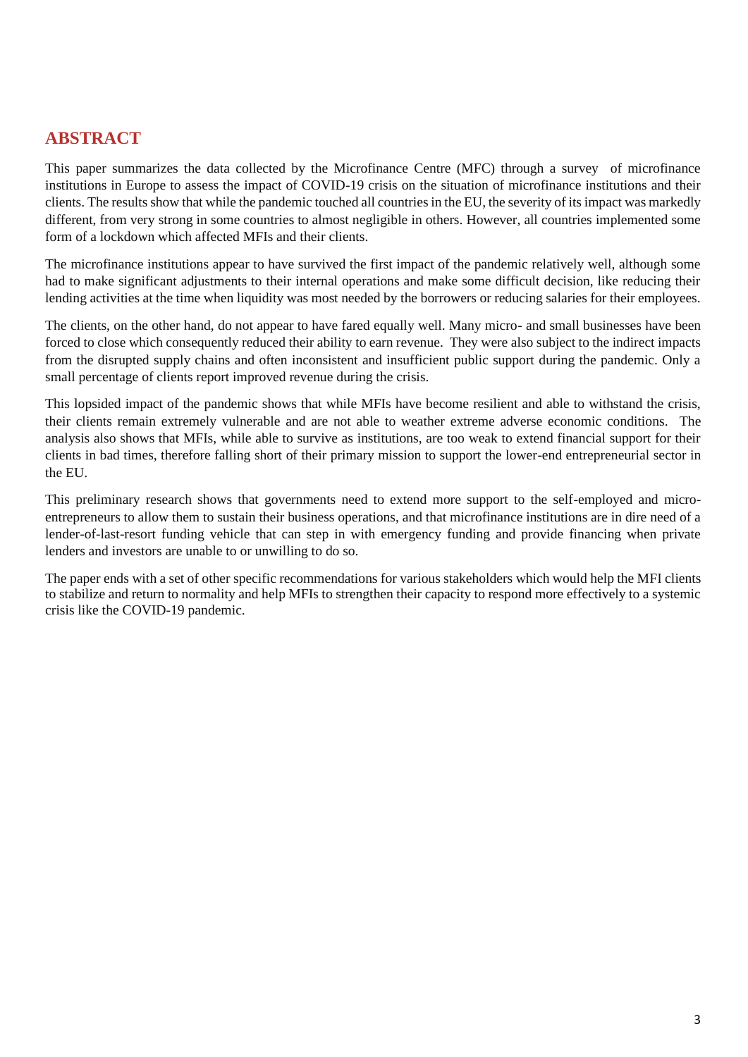## ABSTRACT

This paper summarizes the data collected by the Microfinance Centre (MFC) through a survey of microfinance institutions in Europe to assess the impact of COVID-19 crisis on the situation of microfinance institutions and their clients. The results show that while the pandemic touched all countries in the EU, the severity of its impact was markedly different, from very strong in some countries to almost negligible in others. However, all countries implemented some form of a lockdown which affected MFIs and their clients.

The microfinance institutions appear to have survived the first impact of the pandemic relatively well, although some had to make significant adjustments to their internal operations and make some difficult decision, like reducing their lending activities at the time when liquidity was most needed by the borrowers or reducing salaries for their employees.

The clients, on the other hand, do not appear to have fared equally well. Many micro- and small businesses have been forced to close which consequently reduced their ability to earn revenue. They were also subject to the indirect impacts from the disrupted supply chains and often inconsistent and insufficient public support during the pandemic. Only a small percentage of clients report improved revenue during the crisis.

This lopsided impact of the pandemic shows that while MFIs have become resilient and able to withstand the crisis, their clients remain extremely vulnerable and are not able to weather extreme adverse economic conditions. The analysis also shows that MFIs, while able to survive as institutions, are too weak to extend financial support for their clients in bad times, therefore falling short of their primary mission to support the lower-end entrepreneurial sector in the EU.

This preliminary research shows that governments need to extend more support to the self-employed and micro-entrepreneurs to allow them to sustain their business operations, and that microfinance institutions are in dire need of a lender-of-last-resort funding vehicle that can step in with emergency funding and provide financing when private lenders and investors are unable to or unwilling to do so.

The paper ends with a set of other specific recommendations for various stakeholders which would help the MFI clients to stabilize and return to normality and help MFIs to strengthen their capacity to respond more effectively to a systemic crisis like the COVID-19 pandemic.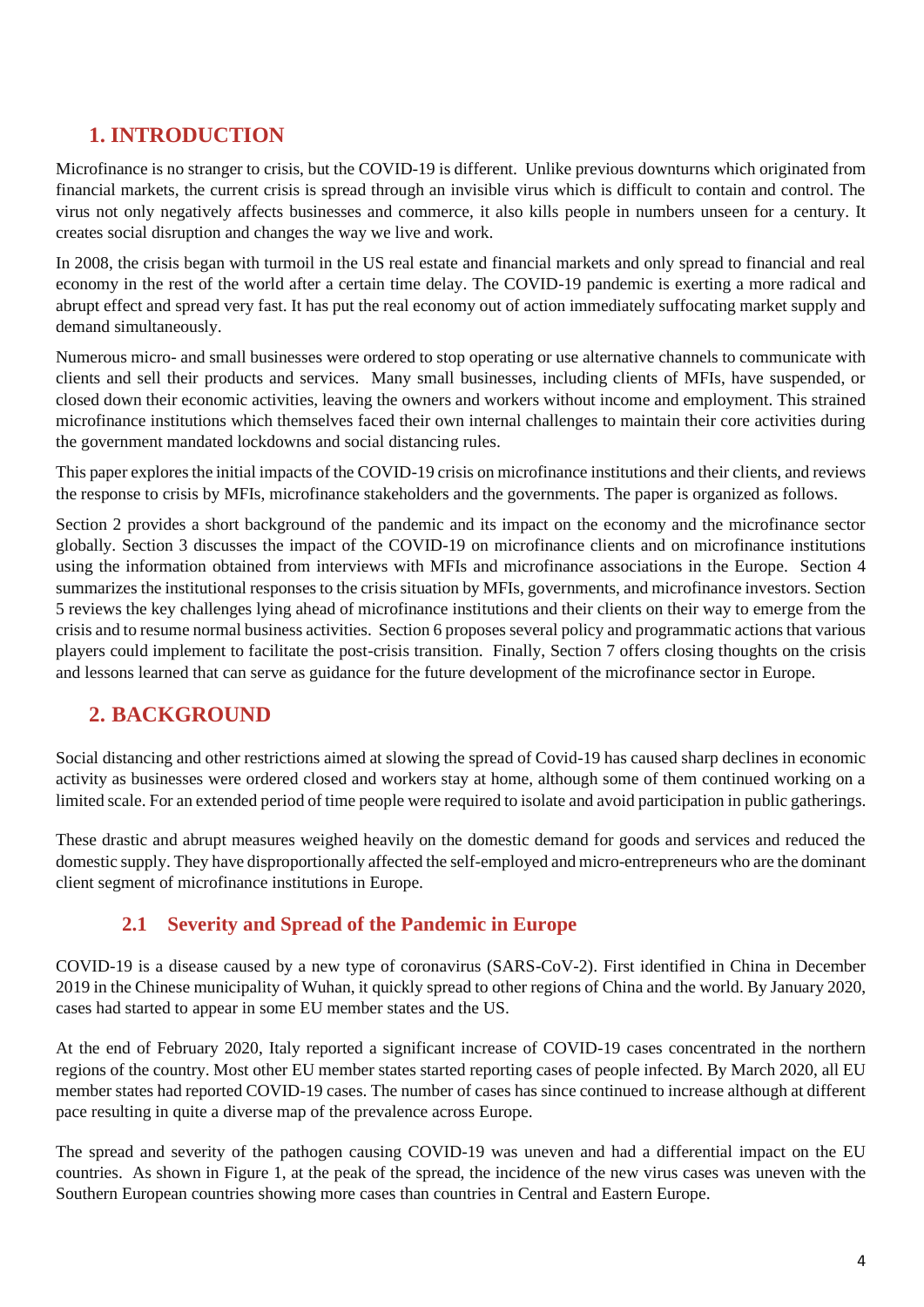## 1. INTRODUCTION

Microfinance is no stranger to crisis, but the COVID-19 is different. Unlike previous downturns which originated from financial markets, the current crisis is spread through an invisible virus which is difficult to contain and control. The virus not only negatively affects businesses and commerce, it also kills people in numbers unseen for a century. It creates social disruption and changes the way we live and work.

In 2008, the crisis began with turmoil in the US real estate and financial markets and only spread to financial and real economy in the rest of the world after a certain time delay. The COVID-19 pandemic is exerting a more radical and abrupt effect and spread very fast. It has put the real economy out of action immediately suffocating market supply and demand simultaneously.

Numerous micro- and small businesses were ordered to stop operating or use alternative channels to communicate with clients and sell their products and services. Many small businesses, including clients of MFIs, have suspended, or closed down their economic activities, leaving the owners and workers without income and employment. This strained microfinance institutions which themselves faced their own internal challenges to maintain their core activities during the government mandated lockdowns and social distancing rules.

This paper explores the initial impacts of the COVID-19 crisis on microfinance institutions and their clients, and reviews the response to crisis by MFIs, microfinance stakeholders and the governments. The paper is organized as follows.

Section 2 provides a short background of the pandemic and its impact on the economy and the microfinance sector globally. Section 3 discusses the impact of the COVID-19 on microfinance clients and on microfinance institutions using the information obtained from interviews with MFIs and microfinance associations in the Europe. Section 4 summarizes the institutional responses to the crisis situation by MFIs, governments, and microfinance investors. Section 5 reviews the key challenges lying ahead of microfinance institutions and their clients on their way to emerge from the crisis and to resume normal business activities. Section 6 proposes several policy and programmatic actions that various players could implement to facilitate the post-crisis transition. Finally, Section 7 offers closing thoughts on the crisis and lessons learned that can serve as guidance for the future development of the microfinance sector in Europe.

## 2. BACKGROUND

Social distancing and other restrictions aimed at slowing the spread of Covid-19 has caused sharp declines in economic activity as businesses were ordered closed and workers stay at home, although some of them continued working on a limited scale. For an extended period of time people were required to isolate and avoid participation in public gatherings.

These drastic and abrupt measures weighed heavily on the domestic demand for goods and services and reduced the domestic supply. They have disproportionally affected the self-employed and micro-entrepreneurs who are the dominant client segment of microfinance institutions in Europe.

### 2.1 Severity and Spread of the Pandemic in Europe

COVID-19 is a disease caused by a new type of coronavirus (SARS-CoV-2). First identified in China in December 2019 in the Chinese municipality of Wuhan, it quickly spread to other regions of China and the world. By January 2020, cases had started to appear in some EU member states and the US.

At the end of February 2020, Italy reported a significant increase of COVID-19 cases concentrated in the northern regions of the country. Most other EU member states started reporting cases of people infected. By March 2020, all EU member states had reported COVID-19 cases. The number of cases has since continued to increase although at different pace resulting in quite a diverse map of the prevalence across Europe.

The spread and severity of the pathogen causing COVID-19 was uneven and had a differential impact on the EU countries. As shown in Figure 1, at the peak of the spread, the incidence of the new virus cases was uneven with the Southern European countries showing more cases than countries in Central and Eastern Europe.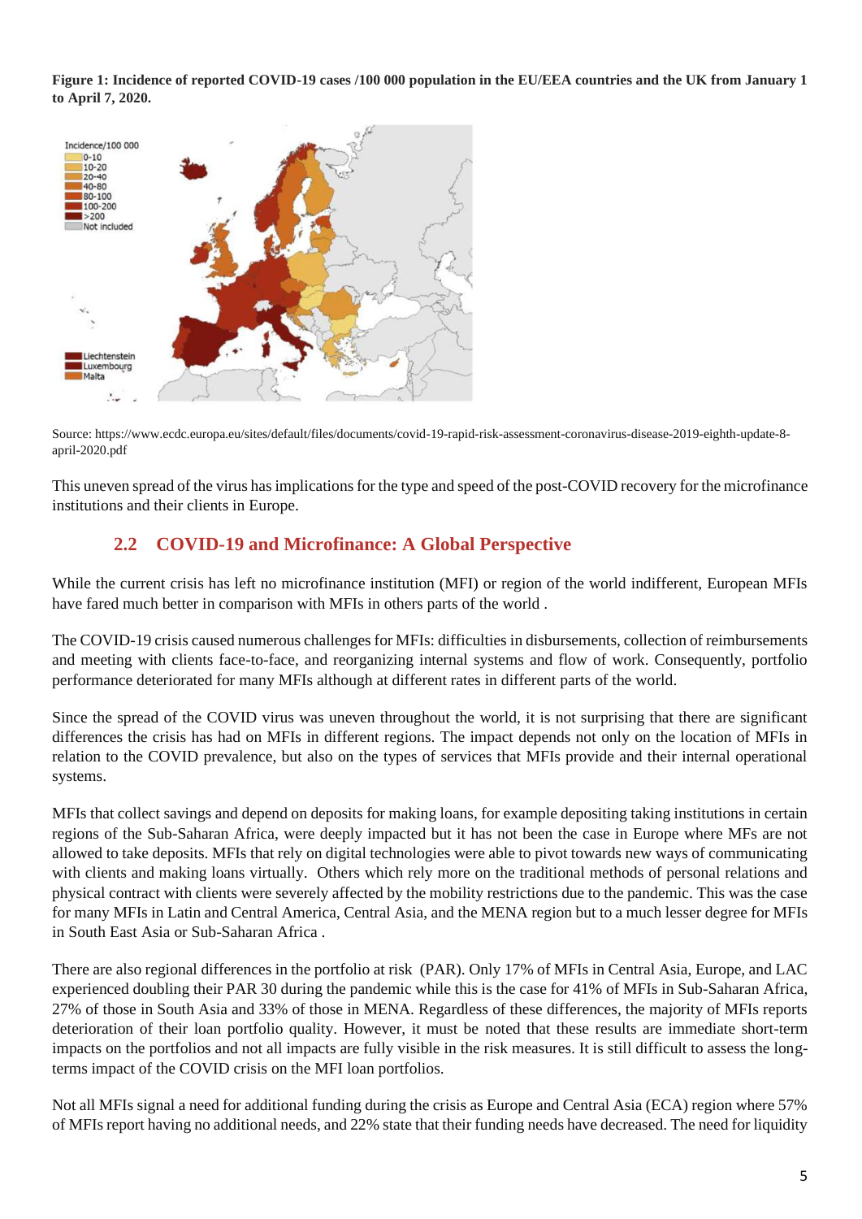**Figure 1: Incidence of reported COVID-19 cases /100 000 population in the EU/EEA countries and the UK from January 1 to April 7, 2020.**

Source: https://www.ecdc.europa.eu/sites/default/files/documents/covid-19-rapid-risk-assessment-coronavirus-disease-2019-eighth-update-8-april-2020.pdf

This uneven spread of the virus has implications for the type and speed of the post-COVID recovery for the microfinance institutions and their clients in Europe.

## 2.2 COVID-19 and Microfinance: A Global Perspective

While the current crisis has left no microfinance institution (MFI) or region of the world indifferent, European MFIs have fared much better in comparison with MFIs in others parts of the world .

The COVID-19 crisis caused numerous challenges for MFIs: difficulties in disbursements, collection of reimbursements and meeting with clients face-to-face, and reorganizing internal systems and flow of work. Consequently, portfolio performance deteriorated for many MFIs although at different rates in different parts of the world.

Since the spread of the COVID virus was uneven throughout the world, it is not surprising that there are significant differences the crisis has had on MFIs in different regions. The impact depends not only on the location of MFIs in relation to the COVID prevalence, but also on the types of services that MFIs provide and their internal operational systems.

MFIs that collect savings and depend on deposits for making loans, for example depositing taking institutions in certain regions of the Sub-Saharan Africa, were deeply impacted but it has not been the case in Europe where MFs are not allowed to take deposits. MFIs that rely on digital technologies were able to pivot towards new ways of communicating with clients and making loans virtually. Others which rely more on the traditional methods of personal relations and physical contract with clients were severely affected by the mobility restrictions due to the pandemic. This was the case for many MFIs in Latin and Central America, Central Asia, and the MENA region but to a much lesser degree for MFIs in South East Asia or Sub-Saharan Africa .

There are also regional differences in the portfolio at risk (PAR). Only 17% of MFIs in Central Asia, Europe, and LAC experienced doubling their PAR 30 during the pandemic while this is the case for 41% of MFIs in Sub-Saharan Africa, 27% of those in South Asia and 33% of those in MENA. Regardless of these differences, the majority of MFIs reports deterioration of their loan portfolio quality. However, it must be noted that these results are immediate short-term impacts on the portfolios and not all impacts are fully visible in the risk measures. It is still difficult to assess the long-terms impact of the COVID crisis on the MFI loan portfolios.

Not all MFIs signal a need for additional funding during the crisis as Europe and Central Asia (ECA) region where 57% of MFIs report having no additional needs, and 22% state that their funding needs have decreased. The need for liquidity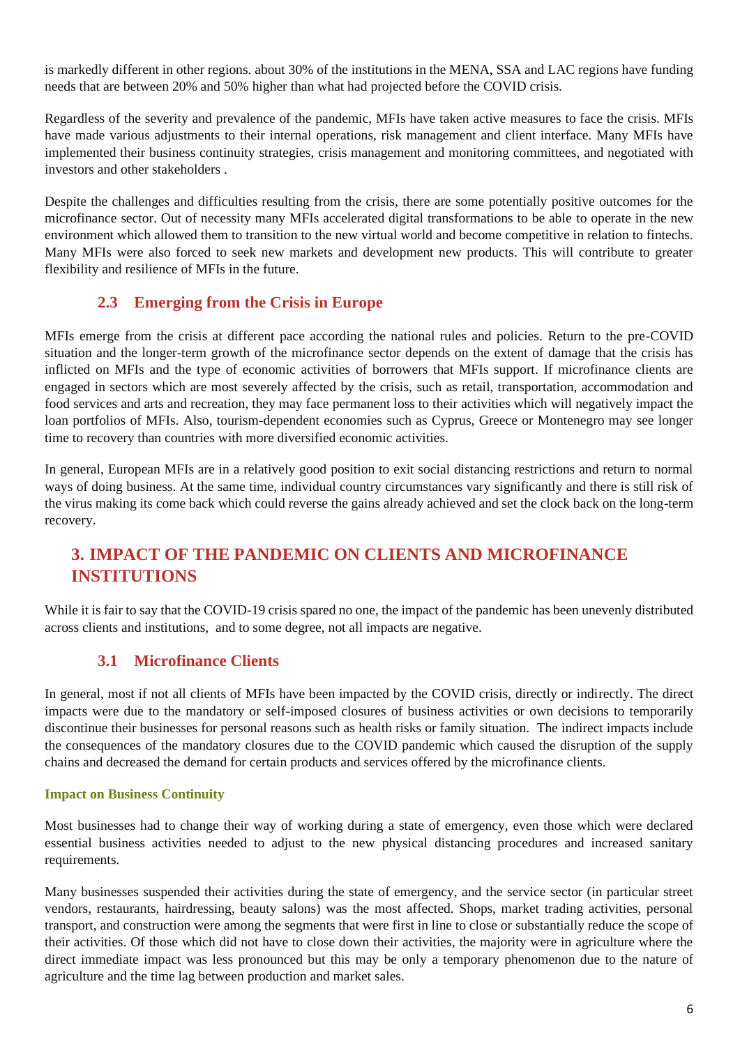is markedly different in other regions. about 30% of the institutions in the MENA, SSA and LAC regions have funding needs that are between 20% and 50% higher than what had projected before the COVID crisis.

Regardless of the severity and prevalence of the pandemic, MFIs have taken active measures to face the crisis. MFIs have made various adjustments to their internal operations, risk management and client interface. Many MFIs have implemented their business continuity strategies, crisis management and monitoring committees, and negotiated with investors and other stakeholders .

Despite the challenges and difficulties resulting from the crisis, there are some potentially positive outcomes for the microfinance sector. Out of necessity many MFIs accelerated digital transformations to be able to operate in the new environment which allowed them to transition to the new virtual world and become competitive in relation to fintechs. Many MFIs were also forced to seek new markets and development new products. This will contribute to greater flexibility and resilience of MFIs in the future.

### 2.3 Emerging from the Crisis in Europe

MFIs emerge from the crisis at different pace according the national rules and policies. Return to the pre-COVID situation and the longer-term growth of the microfinance sector depends on the extent of damage that the crisis has inflicted on MFIs and the type of economic activities of borrowers that MFIs support. If microfinance clients are engaged in sectors which are most severely affected by the crisis, such as retail, transportation, accommodation and food services and arts and recreation, they may face permanent loss to their activities which will negatively impact the loan portfolios of MFIs. Also, tourism-dependent economies such as Cyprus, Greece or Montenegro may see longer time to recovery than countries with more diversified economic activities.

In general, European MFIs are in a relatively good position to exit social distancing restrictions and return to normal ways of doing business. At the same time, individual country circumstances vary significantly and there is still risk of the virus making its come back which could reverse the gains already achieved and set the clock back on the long-term recovery.

## 3. IMPACT OF THE PANDEMIC ON CLIENTS AND MICROFINANCE INSTITUTIONS

While it is fair to say that the COVID-19 crisis spared no one, the impact of the pandemic has been unevenly distributed across clients and institutions, and to some degree, not all impacts are negative.

### 3.1 Microfinance Clients

In general, most if not all clients of MFIs have been impacted by the COVID crisis, directly or indirectly. The direct impacts were due to the mandatory or self-imposed closures of business activities or own decisions to temporarily discontinue their businesses for personal reasons such as health risks or family situation. The indirect impacts include the consequences of the mandatory closures due to the COVID pandemic which caused the disruption of the supply chains and decreased the demand for certain products and services offered by the microfinance clients.

#### Impact on Business Continuity

Most businesses had to change their way of working during a state of emergency, even those which were declared essential business activities needed to adjust to the new physical distancing procedures and increased sanitary requirements.

Many businesses suspended their activities during the state of emergency, and the service sector (in particular street vendors, restaurants, hairdressing, beauty salons) was the most affected. Shops, market trading activities, personal transport, and construction were among the segments that were first in line to close or substantially reduce the scope of their activities. Of those which did not have to close down their activities, the majority were in agriculture where the direct immediate impact was less pronounced but this may be only a temporary phenomenon due to the nature of agriculture and the time lag between production and market sales.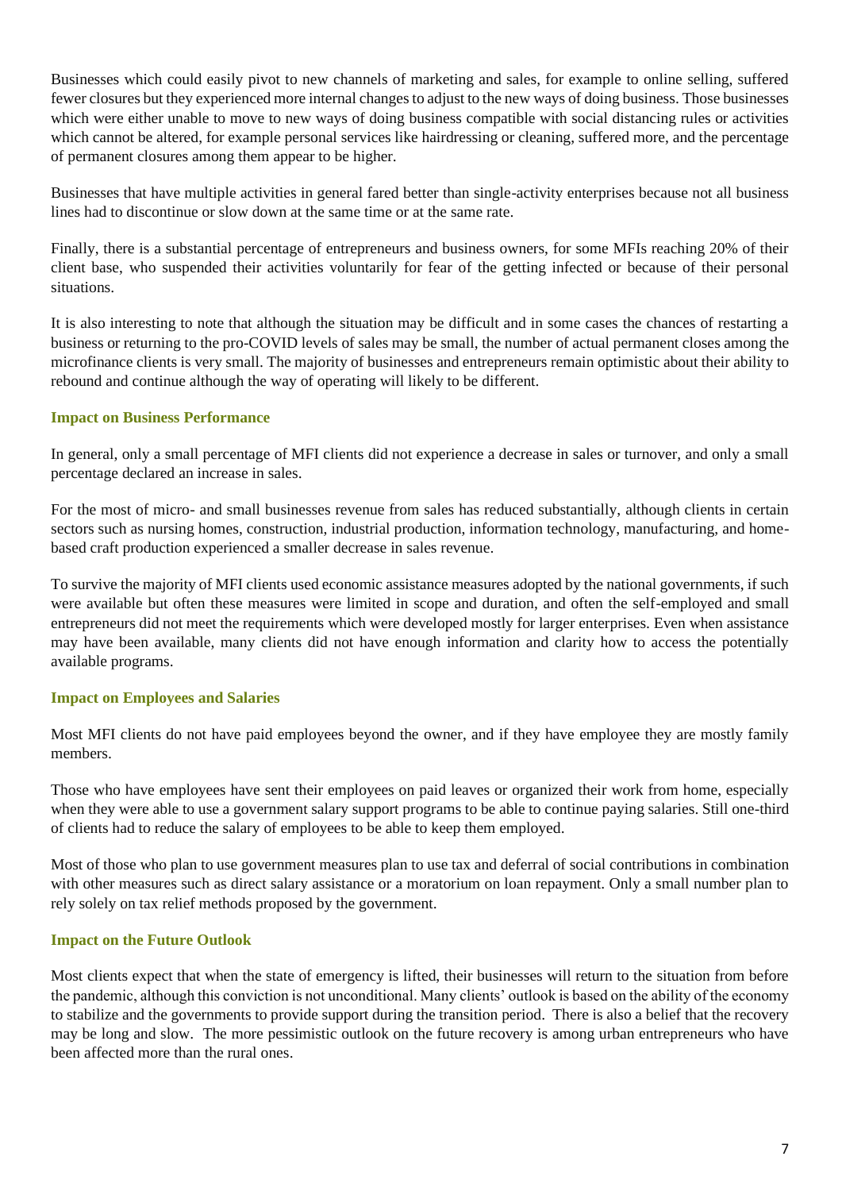Businesses which could easily pivot to new channels of marketing and sales, for example to online selling, suffered fewer closures but they experienced more internal changes to adjust to the new ways of doing business. Those businesses which were either unable to move to new ways of doing business compatible with social distancing rules or activities which cannot be altered, for example personal services like hairdressing or cleaning, suffered more, and the percentage of permanent closures among them appear to be higher.

Businesses that have multiple activities in general fared better than single-activity enterprises because not all business lines had to discontinue or slow down at the same time or at the same rate.

Finally, there is a substantial percentage of entrepreneurs and business owners, for some MFIs reaching 20% of their client base, who suspended their activities voluntarily for fear of the getting infected or because of their personal situations.

It is also interesting to note that although the situation may be difficult and in some cases the chances of restarting a business or returning to the pro-COVID levels of sales may be small, the number of actual permanent closes among the microfinance clients is very small. The majority of businesses and entrepreneurs remain optimistic about their ability to rebound and continue although the way of operating will likely to be different.

### Impact on Business Performance

In general, only a small percentage of MFI clients did not experience a decrease in sales or turnover, and only a small percentage declared an increase in sales.

For the most of micro- and small businesses revenue from sales has reduced substantially, although clients in certain sectors such as nursing homes, construction, industrial production, information technology, manufacturing, and home-based craft production experienced a smaller decrease in sales revenue.

To survive the majority of MFI clients used economic assistance measures adopted by the national governments, if such were available but often these measures were limited in scope and duration, and often the self-employed and small entrepreneurs did not meet the requirements which were developed mostly for larger enterprises. Even when assistance may have been available, many clients did not have enough information and clarity how to access the potentially available programs.

### Impact on Employees and Salaries

Most MFI clients do not have paid employees beyond the owner, and if they have employee they are mostly family members.

Those who have employees have sent their employees on paid leaves or organized their work from home, especially when they were able to use a government salary support programs to be able to continue paying salaries. Still one-third of clients had to reduce the salary of employees to be able to keep them employed.

Most of those who plan to use government measures plan to use tax and deferral of social contributions in combination with other measures such as direct salary assistance or a moratorium on loan repayment. Only a small number plan to rely solely on tax relief methods proposed by the government.

### Impact on the Future Outlook

Most clients expect that when the state of emergency is lifted, their businesses will return to the situation from before the pandemic, although this conviction is not unconditional. Many clients' outlook is based on the ability of the economy to stabilize and the governments to provide support during the transition period. There is also a belief that the recovery may be long and slow. The more pessimistic outlook on the future recovery is among urban entrepreneurs who have been affected more than the rural ones.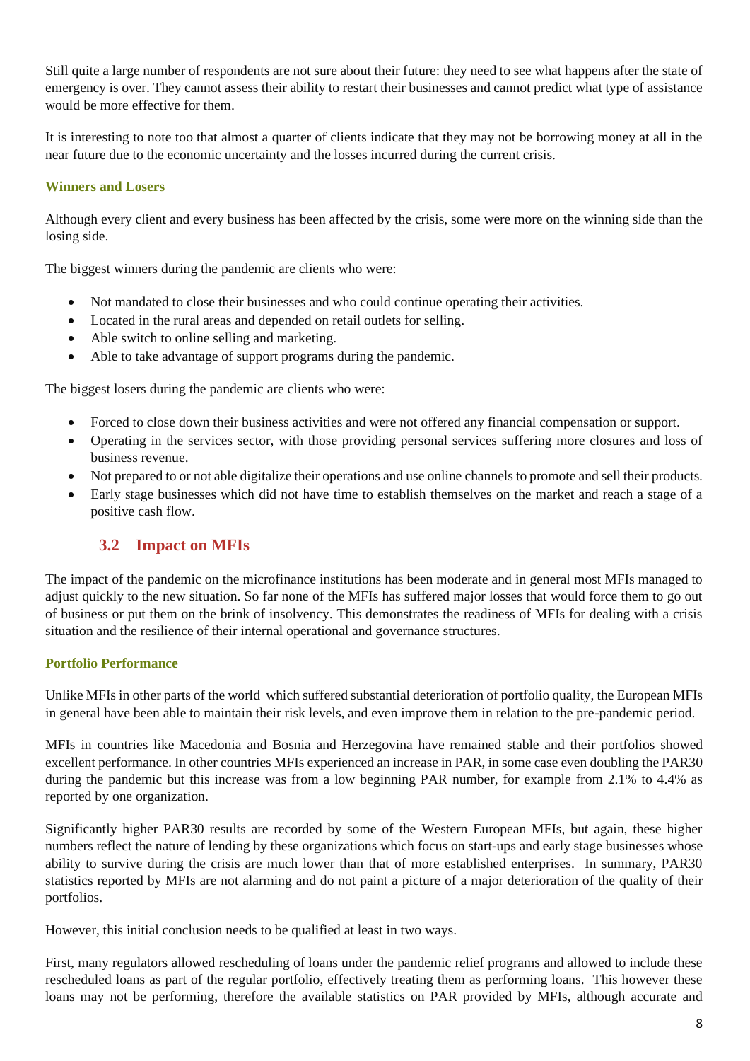Still quite a large number of respondents are not sure about their future: they need to see what happens after the state of emergency is over. They cannot assess their ability to restart their businesses and cannot predict what type of assistance would be more effective for them.

It is interesting to note too that almost a quarter of clients indicate that they may not be borrowing money at all in the near future due to the economic uncertainty and the losses incurred during the current crisis.

### Winners and Losers

Although every client and every business has been affected by the crisis, some were more on the winning side than the losing side.

The biggest winners during the pandemic are clients who were:

- Not mandated to close their businesses and who could continue operating their activities.
- Located in the rural areas and depended on retail outlets for selling.
- Able switch to online selling and marketing.
- Able to take advantage of support programs during the pandemic.

The biggest losers during the pandemic are clients who were:

- Forced to close down their business activities and were not offered any financial compensation or support.
- Operating in the services sector, with those providing personal services suffering more closures and loss of business revenue.
- Not prepared to or not able digitalize their operations and use online channels to promote and sell their products.
- Early stage businesses which did not have time to establish themselves on the market and reach a stage of a positive cash flow.

## 3.2 Impact on MFIs

The impact of the pandemic on the microfinance institutions has been moderate and in general most MFIs managed to adjust quickly to the new situation. So far none of the MFIs has suffered major losses that would force them to go out of business or put them on the brink of insolvency. This demonstrates the readiness of MFIs for dealing with a crisis situation and the resilience of their internal operational and governance structures.

### Portfolio Performance

Unlike MFIs in other parts of the world which suffered substantial deterioration of portfolio quality, the European MFIs in general have been able to maintain their risk levels, and even improve them in relation to the pre-pandemic period.

MFIs in countries like Macedonia and Bosnia and Herzegovina have remained stable and their portfolios showed excellent performance. In other countries MFIs experienced an increase in PAR, in some case even doubling the PAR30 during the pandemic but this increase was from a low beginning PAR number, for example from 2.1% to 4.4% as reported by one organization.

Significantly higher PAR30 results are recorded by some of the Western European MFIs, but again, these higher numbers reflect the nature of lending by these organizations which focus on start-ups and early stage businesses whose ability to survive during the crisis are much lower than that of more established enterprises. In summary, PAR30 statistics reported by MFIs are not alarming and do not paint a picture of a major deterioration of the quality of their portfolios.

However, this initial conclusion needs to be qualified at least in two ways.

First, many regulators allowed rescheduling of loans under the pandemic relief programs and allowed to include these rescheduled loans as part of the regular portfolio, effectively treating them as performing loans. This however these loans may not be performing, therefore the available statistics on PAR provided by MFIs, although accurate and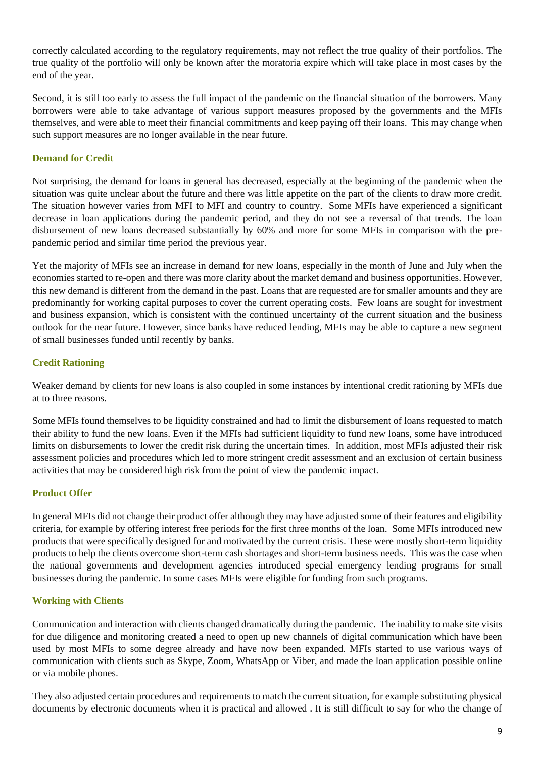correctly calculated according to the regulatory requirements, may not reflect the true quality of their portfolios. The true quality of the portfolio will only be known after the moratoria expire which will take place in most cases by the end of the year.

Second, it is still too early to assess the full impact of the pandemic on the financial situation of the borrowers. Many borrowers were able to take advantage of various support measures proposed by the governments and the MFIs themselves, and were able to meet their financial commitments and keep paying off their loans. This may change when such support measures are no longer available in the near future.

### Demand for Credit

Not surprising, the demand for loans in general has decreased, especially at the beginning of the pandemic when the situation was quite unclear about the future and there was little appetite on the part of the clients to draw more credit. The situation however varies from MFI to MFI and country to country. Some MFIs have experienced a significant decrease in loan applications during the pandemic period, and they do not see a reversal of that trends. The loan disbursement of new loans decreased substantially by 60% and more for some MFIs in comparison with the pre-pandemic period and similar time period the previous year.

Yet the majority of MFIs see an increase in demand for new loans, especially in the month of June and July when the economies started to re-open and there was more clarity about the market demand and business opportunities. However, this new demand is different from the demand in the past. Loans that are requested are for smaller amounts and they are predominantly for working capital purposes to cover the current operating costs. Few loans are sought for investment and business expansion, which is consistent with the continued uncertainty of the current situation and the business outlook for the near future. However, since banks have reduced lending, MFIs may be able to capture a new segment of small businesses funded until recently by banks.

### Credit Rationing

Weaker demand by clients for new loans is also coupled in some instances by intentional credit rationing by MFIs due at to three reasons.

Some MFIs found themselves to be liquidity constrained and had to limit the disbursement of loans requested to match their ability to fund the new loans. Even if the MFIs had sufficient liquidity to fund new loans, some have introduced limits on disbursements to lower the credit risk during the uncertain times. In addition, most MFIs adjusted their risk assessment policies and procedures which led to more stringent credit assessment and an exclusion of certain business activities that may be considered high risk from the point of view the pandemic impact.

### Product Offer

In general MFIs did not change their product offer although they may have adjusted some of their features and eligibility criteria, for example by offering interest free periods for the first three months of the loan. Some MFIs introduced new products that were specifically designed for and motivated by the current crisis. These were mostly short-term liquidity products to help the clients overcome short-term cash shortages and short-term business needs. This was the case when the national governments and development agencies introduced special emergency lending programs for small businesses during the pandemic. In some cases MFIs were eligible for funding from such programs.

### Working with Clients

Communication and interaction with clients changed dramatically during the pandemic. The inability to make site visits for due diligence and monitoring created a need to open up new channels of digital communication which have been used by most MFIs to some degree already and have now been expanded. MFIs started to use various ways of communication with clients such as Skype, Zoom, WhatsApp or Viber, and made the loan application possible online or via mobile phones.

They also adjusted certain procedures and requirements to match the current situation, for example substituting physical documents by electronic documents when it is practical and allowed . It is still difficult to say for who the change of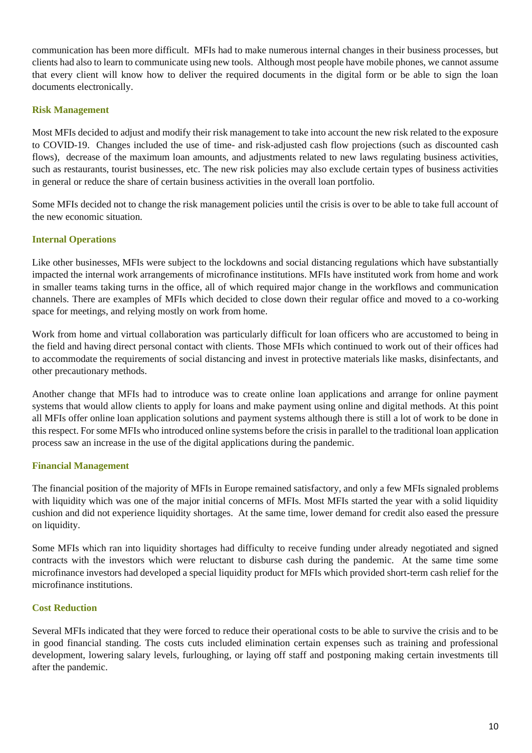communication has been more difficult. MFIs had to make numerous internal changes in their business processes, but clients had also to learn to communicate using new tools. Although most people have mobile phones, we cannot assume that every client will know how to deliver the required documents in the digital form or be able to sign the loan documents electronically.

### Risk Management

Most MFIs decided to adjust and modify their risk management to take into account the new risk related to the exposure to COVID-19. Changes included the use of time- and risk-adjusted cash flow projections (such as discounted cash flows), decrease of the maximum loan amounts, and adjustments related to new laws regulating business activities, such as restaurants, tourist businesses, etc. The new risk policies may also exclude certain types of business activities in general or reduce the share of certain business activities in the overall loan portfolio.

Some MFIs decided not to change the risk management policies until the crisis is over to be able to take full account of the new economic situation.

### Internal Operations

Like other businesses, MFIs were subject to the lockdowns and social distancing regulations which have substantially impacted the internal work arrangements of microfinance institutions. MFIs have instituted work from home and work in smaller teams taking turns in the office, all of which required major change in the workflows and communication channels. There are examples of MFIs which decided to close down their regular office and moved to a co-working space for meetings, and relying mostly on work from home.

Work from home and virtual collaboration was particularly difficult for loan officers who are accustomed to being in the field and having direct personal contact with clients. Those MFIs which continued to work out of their offices had to accommodate the requirements of social distancing and invest in protective materials like masks, disinfectants, and other precautionary methods.

Another change that MFIs had to introduce was to create online loan applications and arrange for online payment systems that would allow clients to apply for loans and make payment using online and digital methods. At this point all MFIs offer online loan application solutions and payment systems although there is still a lot of work to be done in this respect. For some MFIs who introduced online systems before the crisis in parallel to the traditional loan application process saw an increase in the use of the digital applications during the pandemic.

### Financial Management

The financial position of the majority of MFIs in Europe remained satisfactory, and only a few MFIs signaled problems with liquidity which was one of the major initial concerns of MFIs. Most MFIs started the year with a solid liquidity cushion and did not experience liquidity shortages. At the same time, lower demand for credit also eased the pressure on liquidity.

Some MFIs which ran into liquidity shortages had difficulty to receive funding under already negotiated and signed contracts with the investors which were reluctant to disburse cash during the pandemic. At the same time some microfinance investors had developed a special liquidity product for MFIs which provided short-term cash relief for the microfinance institutions.

### Cost Reduction

Several MFIs indicated that they were forced to reduce their operational costs to be able to survive the crisis and to be in good financial standing. The costs cuts included elimination certain expenses such as training and professional development, lowering salary levels, furloughing, or laying off staff and postponing making certain investments till after the pandemic.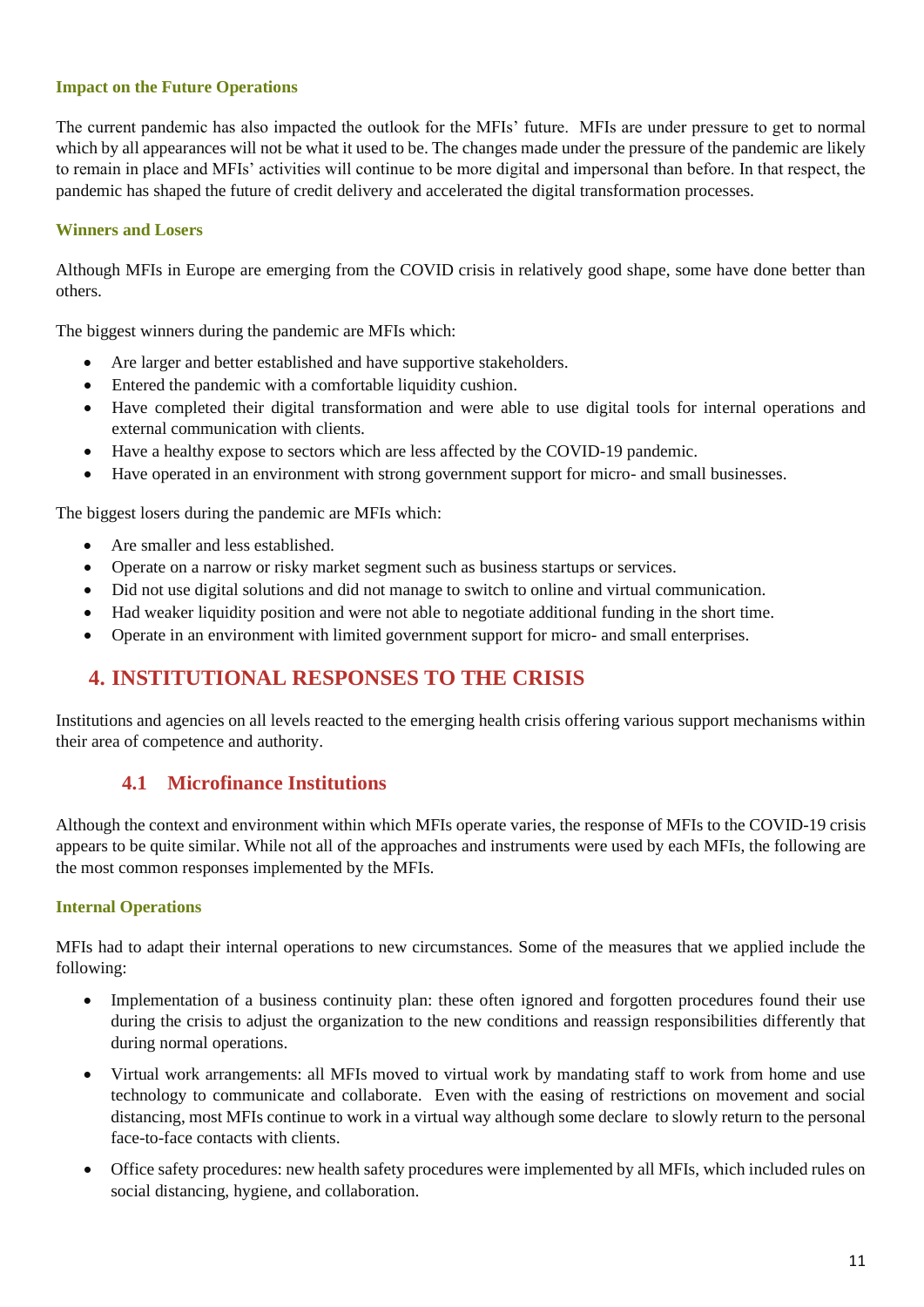### Impact on the Future Operations

The current pandemic has also impacted the outlook for the MFIs' future. MFIs are under pressure to get to normal which by all appearances will not be what it used to be. The changes made under the pressure of the pandemic are likely to remain in place and MFIs' activities will continue to be more digital and impersonal than before. In that respect, the pandemic has shaped the future of credit delivery and accelerated the digital transformation processes.

### Winners and Losers

Although MFIs in Europe are emerging from the COVID crisis in relatively good shape, some have done better than others.

The biggest winners during the pandemic are MFIs which:

- Are larger and better established and have supportive stakeholders.
- Entered the pandemic with a comfortable liquidity cushion.
- Have completed their digital transformation and were able to use digital tools for internal operations and external communication with clients.
- Have a healthy expose to sectors which are less affected by the COVID-19 pandemic.
- Have operated in an environment with strong government support for micro- and small businesses.

The biggest losers during the pandemic are MFIs which:

- Are smaller and less established.
- Operate on a narrow or risky market segment such as business startups or services.
- Did not use digital solutions and did not manage to switch to online and virtual communication.
- Had weaker liquidity position and were not able to negotiate additional funding in the short time.
- Operate in an environment with limited government support for micro- and small enterprises.

# 4. INSTITUTIONAL RESPONSES TO THE CRISIS

Institutions and agencies on all levels reacted to the emerging health crisis offering various support mechanisms within their area of competence and authority.

## 4.1 Microfinance Institutions

Although the context and environment within which MFIs operate varies, the response of MFIs to the COVID-19 crisis appears to be quite similar. While not all of the approaches and instruments were used by each MFIs, the following are the most common responses implemented by the MFIs.

### Internal Operations

MFIs had to adapt their internal operations to new circumstances. Some of the measures that we applied include the following:

- Implementation of a business continuity plan: these often ignored and forgotten procedures found their use during the crisis to adjust the organization to the new conditions and reassign responsibilities differently that during normal operations.
- Virtual work arrangements: all MFIs moved to virtual work by mandating staff to work from home and use technology to communicate and collaborate. Even with the easing of restrictions on movement and social distancing, most MFIs continue to work in a virtual way although some declare to slowly return to the personal face-to-face contacts with clients.
- Office safety procedures: new health safety procedures were implemented by all MFIs, which included rules on social distancing, hygiene, and collaboration.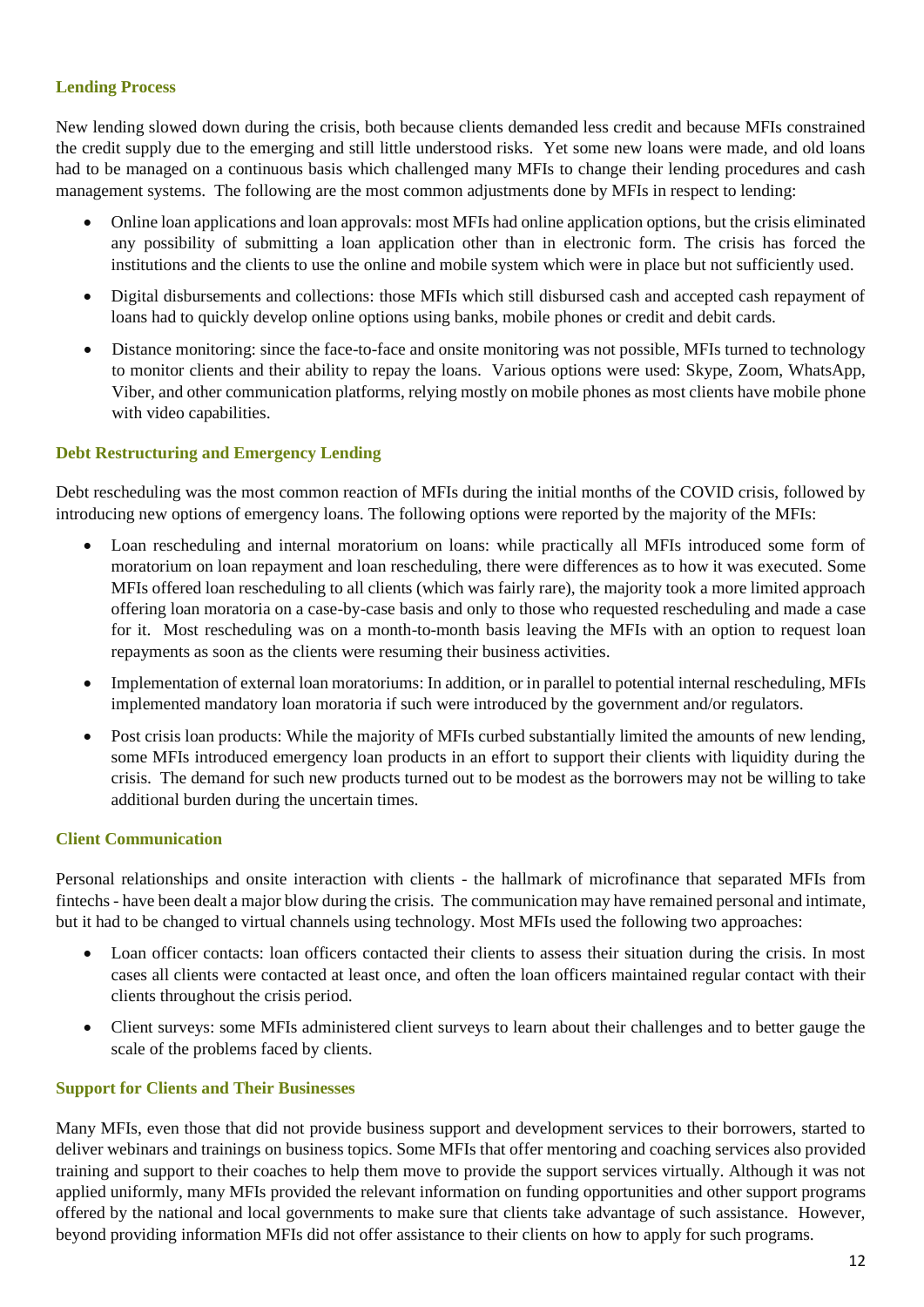### Lending Process

New lending slowed down during the crisis, both because clients demanded less credit and because MFIs constrained the credit supply due to the emerging and still little understood risks. Yet some new loans were made, and old loans had to be managed on a continuous basis which challenged many MFIs to change their lending procedures and cash management systems. The following are the most common adjustments done by MFIs in respect to lending:

- Online loan applications and loan approvals: most MFIs had online application options, but the crisis eliminated any possibility of submitting a loan application other than in electronic form. The crisis has forced the institutions and the clients to use the online and mobile system which were in place but not sufficiently used.
- Digital disbursements and collections: those MFIs which still disbursed cash and accepted cash repayment of loans had to quickly develop online options using banks, mobile phones or credit and debit cards.
- Distance monitoring: since the face-to-face and onsite monitoring was not possible, MFIs turned to technology to monitor clients and their ability to repay the loans. Various options were used: Skype, Zoom, WhatsApp, Viber, and other communication platforms, relying mostly on mobile phones as most clients have mobile phone with video capabilities.

### Debt Restructuring and Emergency Lending

Debt rescheduling was the most common reaction of MFIs during the initial months of the COVID crisis, followed by introducing new options of emergency loans. The following options were reported by the majority of the MFIs:

- Loan rescheduling and internal moratorium on loans: while practically all MFIs introduced some form of moratorium on loan repayment and loan rescheduling, there were differences as to how it was executed. Some MFIs offered loan rescheduling to all clients (which was fairly rare), the majority took a more limited approach offering loan moratoria on a case-by-case basis and only to those who requested rescheduling and made a case for it. Most rescheduling was on a month-to-month basis leaving the MFIs with an option to request loan repayments as soon as the clients were resuming their business activities.
- Implementation of external loan moratoriums: In addition, or in parallel to potential internal rescheduling, MFIs implemented mandatory loan moratoria if such were introduced by the government and/or regulators.
- Post crisis loan products: While the majority of MFIs curbed substantially limited the amounts of new lending, some MFIs introduced emergency loan products in an effort to support their clients with liquidity during the crisis. The demand for such new products turned out to be modest as the borrowers may not be willing to take additional burden during the uncertain times.

### Client Communication

Personal relationships and onsite interaction with clients - the hallmark of microfinance that separated MFIs from fintechs - have been dealt a major blow during the crisis. The communication may have remained personal and intimate, but it had to be changed to virtual channels using technology. Most MFIs used the following two approaches:

- Loan officer contacts: loan officers contacted their clients to assess their situation during the crisis. In most cases all clients were contacted at least once, and often the loan officers maintained regular contact with their clients throughout the crisis period.
- Client surveys: some MFIs administered client surveys to learn about their challenges and to better gauge the scale of the problems faced by clients.

### Support for Clients and Their Businesses

Many MFIs, even those that did not provide business support and development services to their borrowers, started to deliver webinars and trainings on business topics. Some MFIs that offer mentoring and coaching services also provided training and support to their coaches to help them move to provide the support services virtually. Although it was not applied uniformly, many MFIs provided the relevant information on funding opportunities and other support programs offered by the national and local governments to make sure that clients take advantage of such assistance. However, beyond providing information MFIs did not offer assistance to their clients on how to apply for such programs.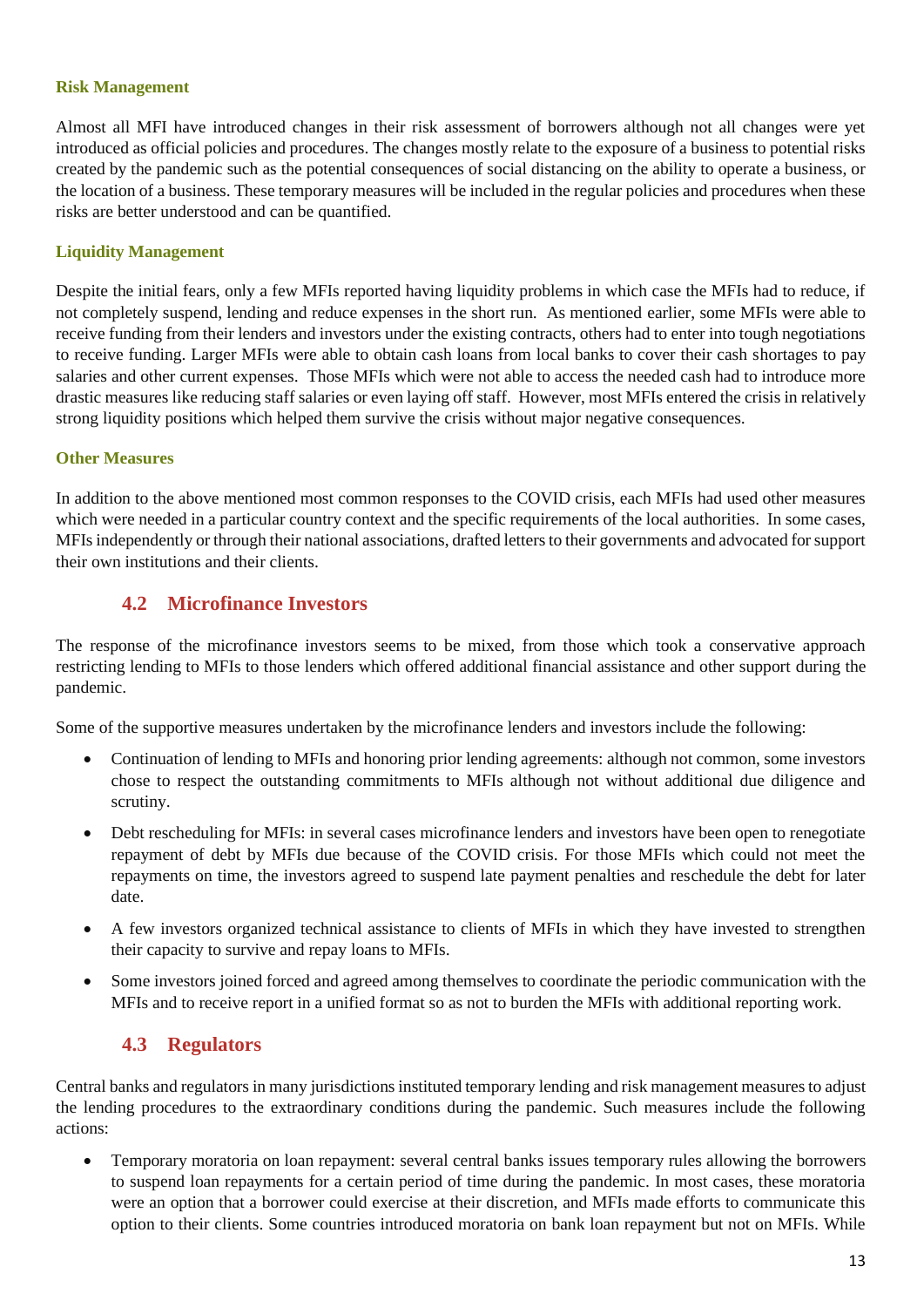#### Risk Management

Almost all MFI have introduced changes in their risk assessment of borrowers although not all changes were yet introduced as official policies and procedures. The changes mostly relate to the exposure of a business to potential risks created by the pandemic such as the potential consequences of social distancing on the ability to operate a business, or the location of a business. These temporary measures will be included in the regular policies and procedures when these risks are better understood and can be quantified.

#### Liquidity Management

Despite the initial fears, only a few MFIs reported having liquidity problems in which case the MFIs had to reduce, if not completely suspend, lending and reduce expenses in the short run. As mentioned earlier, some MFIs were able to receive funding from their lenders and investors under the existing contracts, others had to enter into tough negotiations to receive funding. Larger MFIs were able to obtain cash loans from local banks to cover their cash shortages to pay salaries and other current expenses. Those MFIs which were not able to access the needed cash had to introduce more drastic measures like reducing staff salaries or even laying off staff. However, most MFIs entered the crisis in relatively strong liquidity positions which helped them survive the crisis without major negative consequences.

#### Other Measures

In addition to the above mentioned most common responses to the COVID crisis, each MFIs had used other measures which were needed in a particular country context and the specific requirements of the local authorities. In some cases, MFIs independently or through their national associations, drafted letters to their governments and advocated for support their own institutions and their clients.

### 4.2 Microfinance Investors

The response of the microfinance investors seems to be mixed, from those which took a conservative approach restricting lending to MFIs to those lenders which offered additional financial assistance and other support during the pandemic.

Some of the supportive measures undertaken by the microfinance lenders and investors include the following:

- Continuation of lending to MFIs and honoring prior lending agreements: although not common, some investors chose to respect the outstanding commitments to MFIs although not without additional due diligence and scrutiny.
- Debt rescheduling for MFIs: in several cases microfinance lenders and investors have been open to renegotiate repayment of debt by MFIs due because of the COVID crisis. For those MFIs which could not meet the repayments on time, the investors agreed to suspend late payment penalties and reschedule the debt for later date.
- A few investors organized technical assistance to clients of MFIs in which they have invested to strengthen their capacity to survive and repay loans to MFIs.
- Some investors joined forced and agreed among themselves to coordinate the periodic communication with the MFIs and to receive report in a unified format so as not to burden the MFIs with additional reporting work.

### 4.3 Regulators

Central banks and regulators in many jurisdictions instituted temporary lending and risk management measures to adjust the lending procedures to the extraordinary conditions during the pandemic. Such measures include the following actions:

- Temporary moratoria on loan repayment: several central banks issues temporary rules allowing the borrowers to suspend loan repayments for a certain period of time during the pandemic. In most cases, these moratoria were an option that a borrower could exercise at their discretion, and MFIs made efforts to communicate this option to their clients. Some countries introduced moratoria on bank loan repayment but not on MFIs. While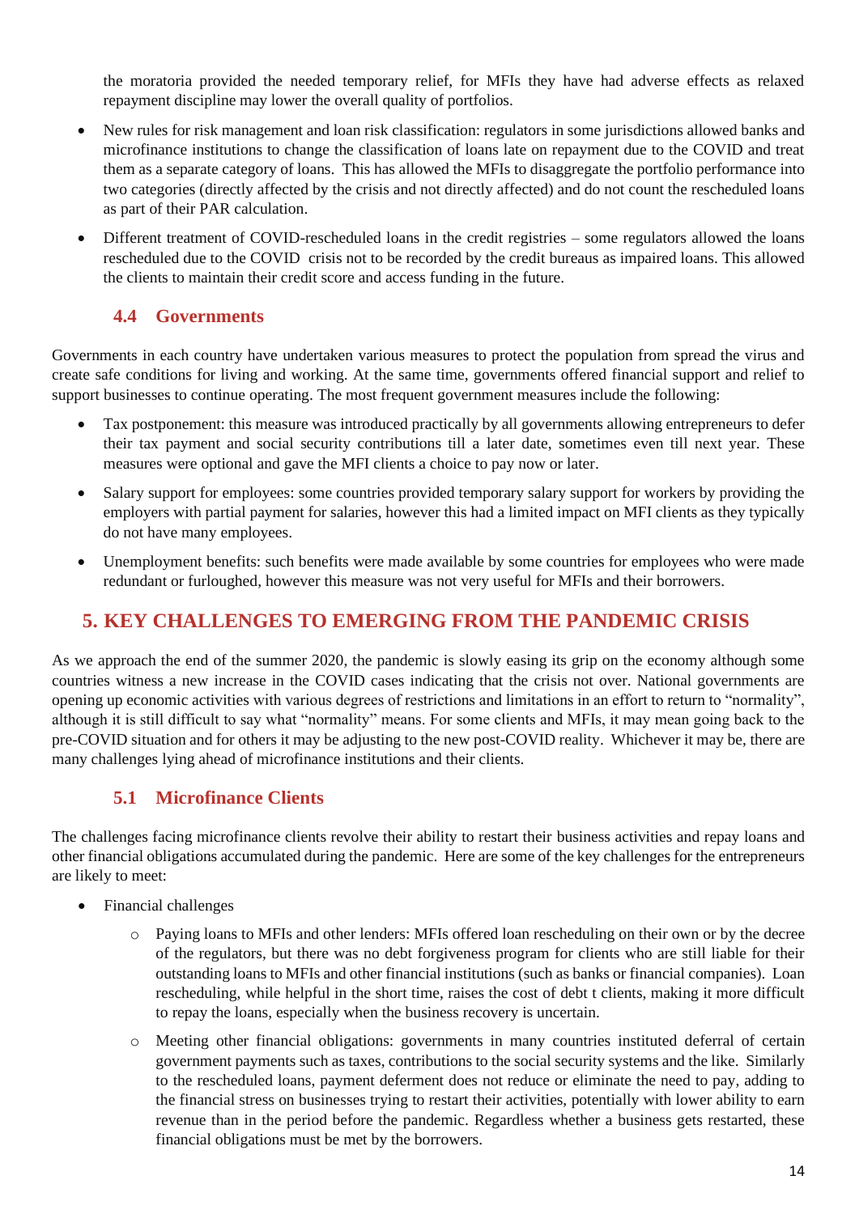the moratoria provided the needed temporary relief, for MFIs they have had adverse effects as relaxed repayment discipline may lower the overall quality of portfolios.

- New rules for risk management and loan risk classification: regulators in some jurisdictions allowed banks and microfinance institutions to change the classification of loans late on repayment due to the COVID and treat them as a separate category of loans. This has allowed the MFIs to disaggregate the portfolio performance into two categories (directly affected by the crisis and not directly affected) and do not count the rescheduled loans as part of their PAR calculation.
- Different treatment of COVID-rescheduled loans in the credit registries – some regulators allowed the loans rescheduled due to the COVID crisis not to be recorded by the credit bureaus as impaired loans. This allowed the clients to maintain their credit score and access funding in the future.

### 4.4 Governments

Governments in each country have undertaken various measures to protect the population from spread the virus and create safe conditions for living and working. At the same time, governments offered financial support and relief to support businesses to continue operating. The most frequent government measures include the following:

- Tax postponement: this measure was introduced practically by all governments allowing entrepreneurs to defer their tax payment and social security contributions till a later date, sometimes even till next year. These measures were optional and gave the MFI clients a choice to pay now or later.
- Salary support for employees: some countries provided temporary salary support for workers by providing the employers with partial payment for salaries, however this had a limited impact on MFI clients as they typically do not have many employees.
- Unemployment benefits: such benefits were made available by some countries for employees who were made redundant or furloughed, however this measure was not very useful for MFIs and their borrowers.

## 5. KEY CHALLENGES TO EMERGING FROM THE PANDEMIC CRISIS

As we approach the end of the summer 2020, the pandemic is slowly easing its grip on the economy although some countries witness a new increase in the COVID cases indicating that the crisis not over. National governments are opening up economic activities with various degrees of restrictions and limitations in an effort to return to "normality", although it is still difficult to say what "normality" means. For some clients and MFIs, it may mean going back to the pre-COVID situation and for others it may be adjusting to the new post-COVID reality. Whichever it may be, there are many challenges lying ahead of microfinance institutions and their clients.

### 5.1 Microfinance Clients

The challenges facing microfinance clients revolve their ability to restart their business activities and repay loans and other financial obligations accumulated during the pandemic. Here are some of the key challenges for the entrepreneurs are likely to meet:

- Financial challenges
  - Paying loans to MFIs and other lenders: MFIs offered loan rescheduling on their own or by the decree of the regulators, but there was no debt forgiveness program for clients who are still liable for their outstanding loans to MFIs and other financial institutions (such as banks or financial companies). Loan rescheduling, while helpful in the short time, raises the cost of debt t clients, making it more difficult to repay the loans, especially when the business recovery is uncertain.
  - Meeting other financial obligations: governments in many countries instituted deferral of certain government payments such as taxes, contributions to the social security systems and the like. Similarly to the rescheduled loans, payment deferment does not reduce or eliminate the need to pay, adding to the financial stress on businesses trying to restart their activities, potentially with lower ability to earn revenue than in the period before the pandemic. Regardless whether a business gets restarted, these financial obligations must be met by the borrowers.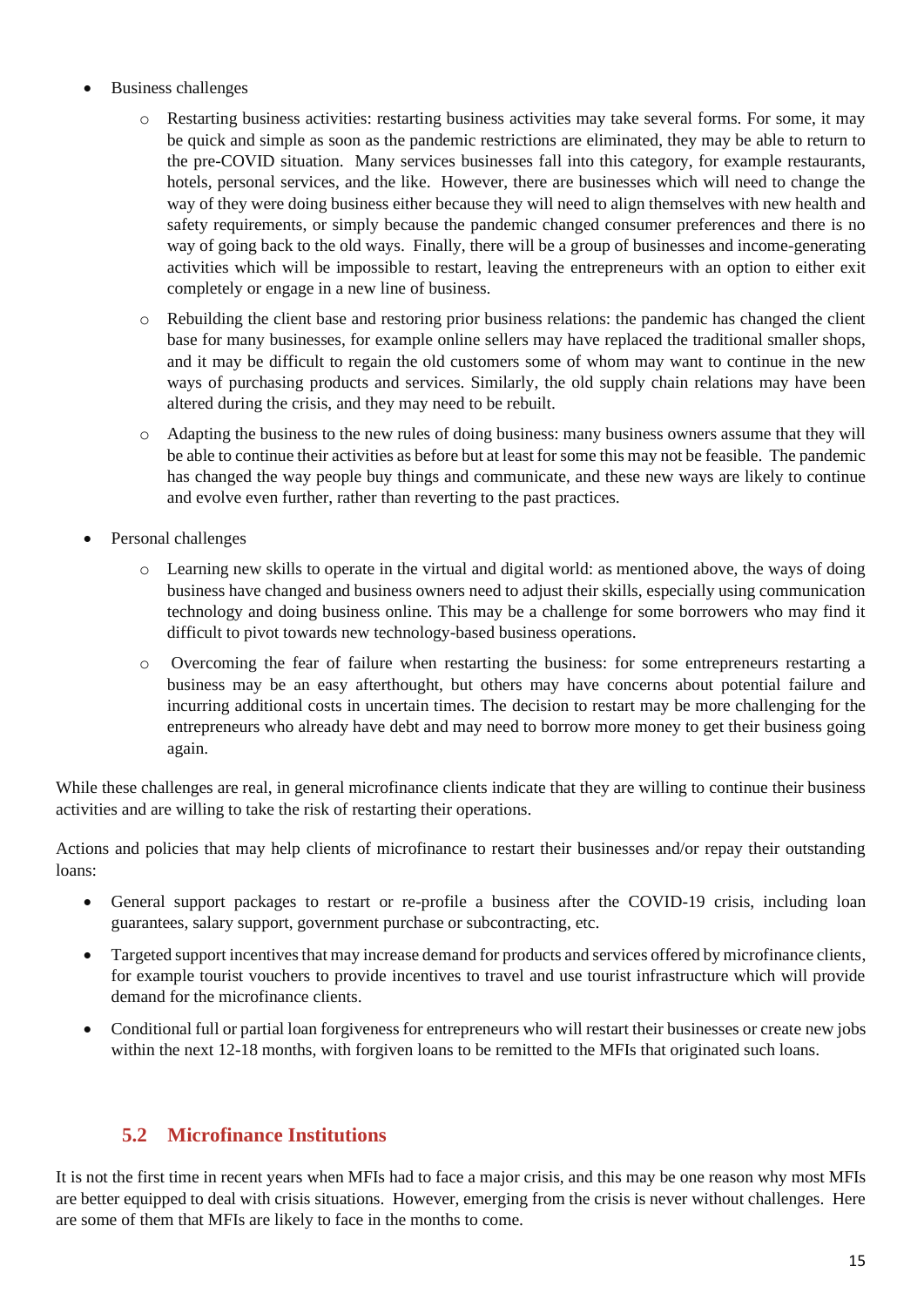- Business challenges
  - Restarting business activities: restarting business activities may take several forms. For some, it may be quick and simple as soon as the pandemic restrictions are eliminated, they may be able to return to the pre-COVID situation. Many services businesses fall into this category, for example restaurants, hotels, personal services, and the like. However, there are businesses which will need to change the way of they were doing business either because they will need to align themselves with new health and safety requirements, or simply because the pandemic changed consumer preferences and there is no way of going back to the old ways. Finally, there will be a group of businesses and income-generating activities which will be impossible to restart, leaving the entrepreneurs with an option to either exit completely or engage in a new line of business.
  - Rebuilding the client base and restoring prior business relations: the pandemic has changed the client base for many businesses, for example online sellers may have replaced the traditional smaller shops, and it may be difficult to regain the old customers some of whom may want to continue in the new ways of purchasing products and services. Similarly, the old supply chain relations may have been altered during the crisis, and they may need to be rebuilt.
  - Adapting the business to the new rules of doing business: many business owners assume that they will be able to continue their activities as before but at least for some this may not be feasible. The pandemic has changed the way people buy things and communicate, and these new ways are likely to continue and evolve even further, rather than reverting to the past practices.
- Personal challenges
  - Learning new skills to operate in the virtual and digital world: as mentioned above, the ways of doing business have changed and business owners need to adjust their skills, especially using communication technology and doing business online. This may be a challenge for some borrowers who may find it difficult to pivot towards new technology-based business operations.
  - Overcoming the fear of failure when restarting the business: for some entrepreneurs restarting a business may be an easy afterthought, but others may have concerns about potential failure and incurring additional costs in uncertain times. The decision to restart may be more challenging for the entrepreneurs who already have debt and may need to borrow more money to get their business going again.

While these challenges are real, in general microfinance clients indicate that they are willing to continue their business activities and are willing to take the risk of restarting their operations.

Actions and policies that may help clients of microfinance to restart their businesses and/or repay their outstanding loans:

- General support packages to restart or re-profile a business after the COVID-19 crisis, including loan guarantees, salary support, government purchase or subcontracting, etc.
- Targeted support incentives that may increase demand for products and services offered by microfinance clients, for example tourist vouchers to provide incentives to travel and use tourist infrastructure which will provide demand for the microfinance clients.
- Conditional full or partial loan forgiveness for entrepreneurs who will restart their businesses or create new jobs within the next 12-18 months, with forgiven loans to be remitted to the MFIs that originated such loans.

## 5.2 Microfinance Institutions

It is not the first time in recent years when MFIs had to face a major crisis, and this may be one reason why most MFIs are better equipped to deal with crisis situations. However, emerging from the crisis is never without challenges. Here are some of them that MFIs are likely to face in the months to come.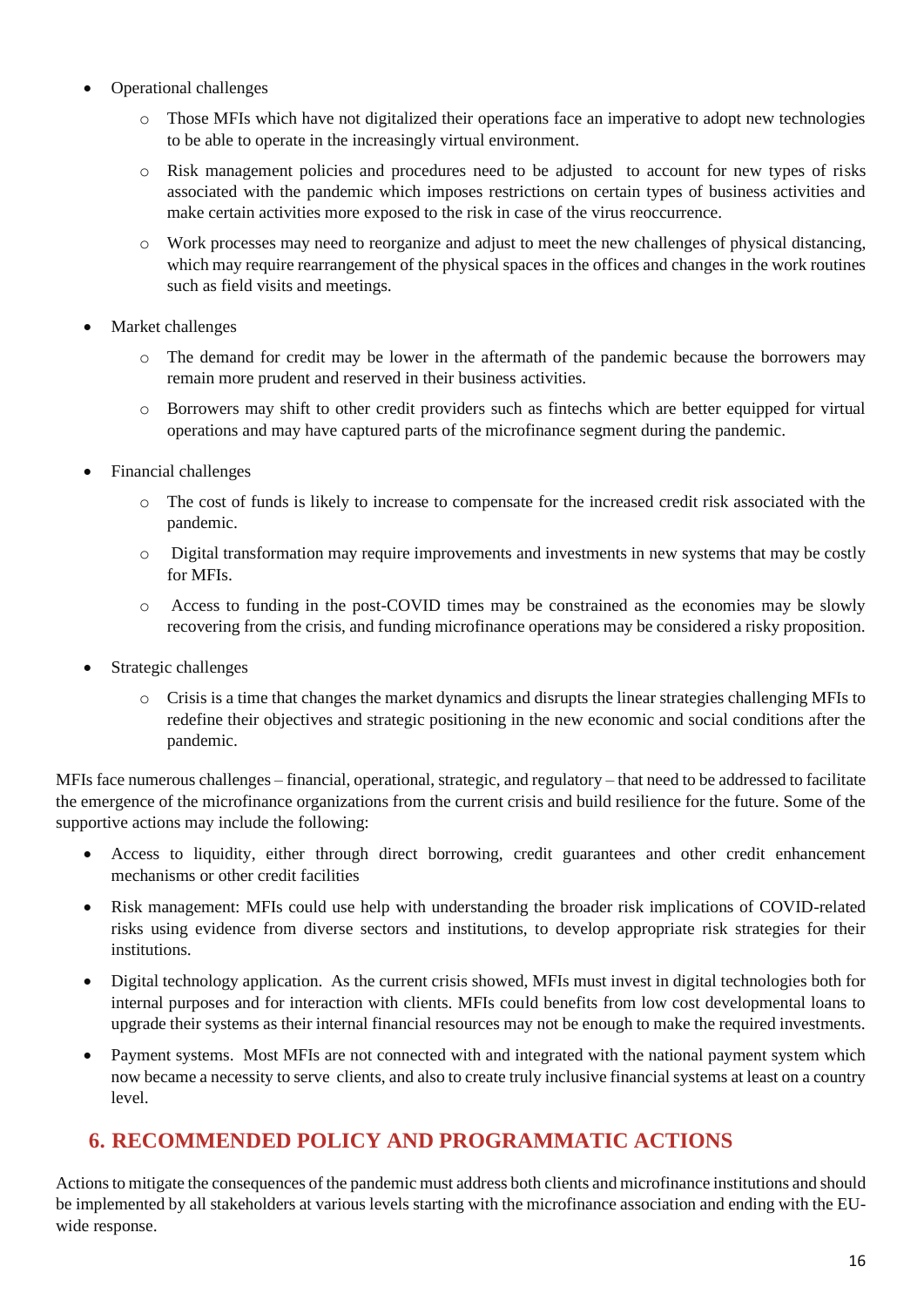- Operational challenges
  - Those MFIs which have not digitalized their operations face an imperative to adopt new technologies to be able to operate in the increasingly virtual environment.
  - Risk management policies and procedures need to be adjusted to account for new types of risks associated with the pandemic which imposes restrictions on certain types of business activities and make certain activities more exposed to the risk in case of the virus reoccurrence.
  - Work processes may need to reorganize and adjust to meet the new challenges of physical distancing, which may require rearrangement of the physical spaces in the offices and changes in the work routines such as field visits and meetings.
- Market challenges
  - The demand for credit may be lower in the aftermath of the pandemic because the borrowers may remain more prudent and reserved in their business activities.
  - Borrowers may shift to other credit providers such as fintechs which are better equipped for virtual operations and may have captured parts of the microfinance segment during the pandemic.
- Financial challenges
  - The cost of funds is likely to increase to compensate for the increased credit risk associated with the pandemic.
  - Digital transformation may require improvements and investments in new systems that may be costly for MFIs.
  - Access to funding in the post-COVID times may be constrained as the economies may be slowly recovering from the crisis, and funding microfinance operations may be considered a risky proposition.
- Strategic challenges
  - Crisis is a time that changes the market dynamics and disrupts the linear strategies challenging MFIs to redefine their objectives and strategic positioning in the new economic and social conditions after the pandemic.

MFIs face numerous challenges – financial, operational, strategic, and regulatory – that need to be addressed to facilitate the emergence of the microfinance organizations from the current crisis and build resilience for the future. Some of the supportive actions may include the following:

- Access to liquidity, either through direct borrowing, credit guarantees and other credit enhancement mechanisms or other credit facilities
- Risk management: MFIs could use help with understanding the broader risk implications of COVID-related risks using evidence from diverse sectors and institutions, to develop appropriate risk strategies for their institutions.
- Digital technology application. As the current crisis showed, MFIs must invest in digital technologies both for internal purposes and for interaction with clients. MFIs could benefits from low cost developmental loans to upgrade their systems as their internal financial resources may not be enough to make the required investments.
- Payment systems. Most MFIs are not connected with and integrated with the national payment system which now became a necessity to serve clients, and also to create truly inclusive financial systems at least on a country level.

## 6. RECOMMENDED POLICY AND PROGRAMMATIC ACTIONS

Actions to mitigate the consequences of the pandemic must address both clients and microfinance institutions and should be implemented by all stakeholders at various levels starting with the microfinance association and ending with the EU-wide response.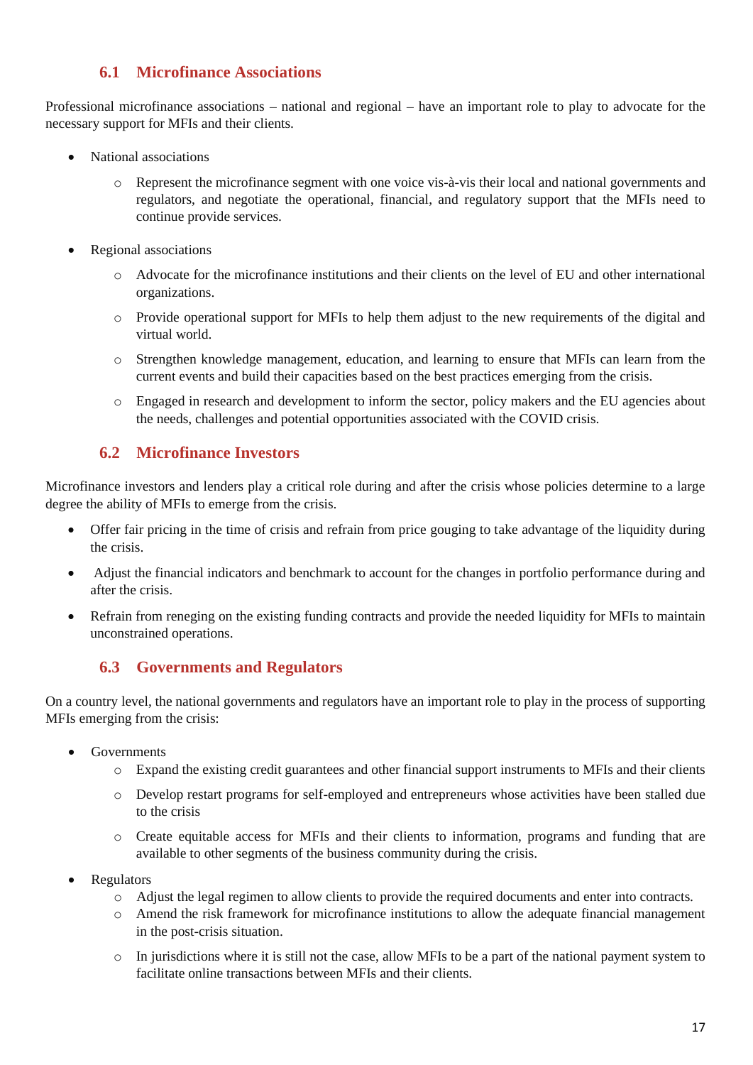### 6.1 Microfinance Associations

Professional microfinance associations – national and regional – have an important role to play to advocate for the necessary support for MFIs and their clients.

- National associations
    - Represent the microfinance segment with one voice vis-à-vis their local and national governments and regulators, and negotiate the operational, financial, and regulatory support that the MFIs need to continue provide services.
- Regional associations
    - Advocate for the microfinance institutions and their clients on the level of EU and other international organizations.
    - Provide operational support for MFIs to help them adjust to the new requirements of the digital and virtual world.
    - Strengthen knowledge management, education, and learning to ensure that MFIs can learn from the current events and build their capacities based on the best practices emerging from the crisis.
    - Engaged in research and development to inform the sector, policy makers and the EU agencies about the needs, challenges and potential opportunities associated with the COVID crisis.

### 6.2 Microfinance Investors

Microfinance investors and lenders play a critical role during and after the crisis whose policies determine to a large degree the ability of MFIs to emerge from the crisis.

- Offer fair pricing in the time of crisis and refrain from price gouging to take advantage of the liquidity during the crisis.
- Adjust the financial indicators and benchmark to account for the changes in portfolio performance during and after the crisis.
- Refrain from reneging on the existing funding contracts and provide the needed liquidity for MFIs to maintain unconstrained operations.

### 6.3 Governments and Regulators

On a country level, the national governments and regulators have an important role to play in the process of supporting MFIs emerging from the crisis:

- Governments
    - Expand the existing credit guarantees and other financial support instruments to MFIs and their clients
    - Develop restart programs for self-employed and entrepreneurs whose activities have been stalled due to the crisis
    - Create equitable access for MFIs and their clients to information, programs and funding that are available to other segments of the business community during the crisis.
- Regulators
    - Adjust the legal regimen to allow clients to provide the required documents and enter into contracts.
    - Amend the risk framework for microfinance institutions to allow the adequate financial management in the post-crisis situation.
    - In jurisdictions where it is still not the case, allow MFIs to be a part of the national payment system to facilitate online transactions between MFIs and their clients.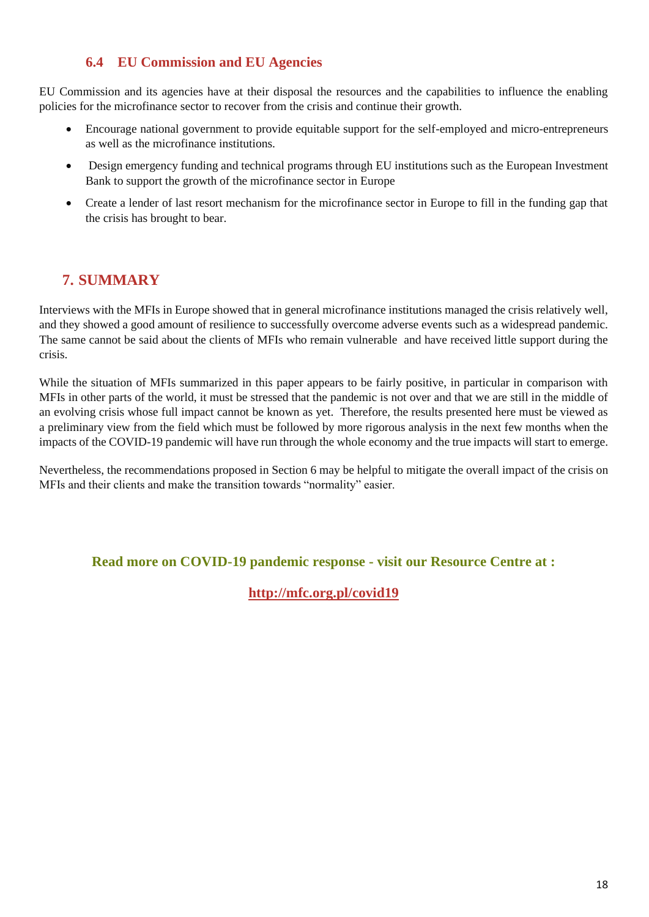### 6.4 EU Commission and EU Agencies

EU Commission and its agencies have at their disposal the resources and the capabilities to influence the enabling policies for the microfinance sector to recover from the crisis and continue their growth.

- Encourage national government to provide equitable support for the self-employed and micro-entrepreneurs as well as the microfinance institutions.
- Design emergency funding and technical programs through EU institutions such as the European Investment Bank to support the growth of the microfinance sector in Europe
- Create a lender of last resort mechanism for the microfinance sector in Europe to fill in the funding gap that the crisis has brought to bear.

## 7. SUMMARY

Interviews with the MFIs in Europe showed that in general microfinance institutions managed the crisis relatively well, and they showed a good amount of resilience to successfully overcome adverse events such as a widespread pandemic. The same cannot be said about the clients of MFIs who remain vulnerable and have received little support during the crisis.

While the situation of MFIs summarized in this paper appears to be fairly positive, in particular in comparison with MFIs in other parts of the world, it must be stressed that the pandemic is not over and that we are still in the middle of an evolving crisis whose full impact cannot be known as yet. Therefore, the results presented here must be viewed as a preliminary view from the field which must be followed by more rigorous analysis in the next few months when the impacts of the COVID-19 pandemic will have run through the whole economy and the true impacts will start to emerge.

Nevertheless, the recommendations proposed in Section 6 may be helpful to mitigate the overall impact of the crisis on MFIs and their clients and make the transition towards "normality" easier.

**Read more on COVID-19 pandemic response - visit our Resource Centre at :**

**http://mfc.org.pl/covid19**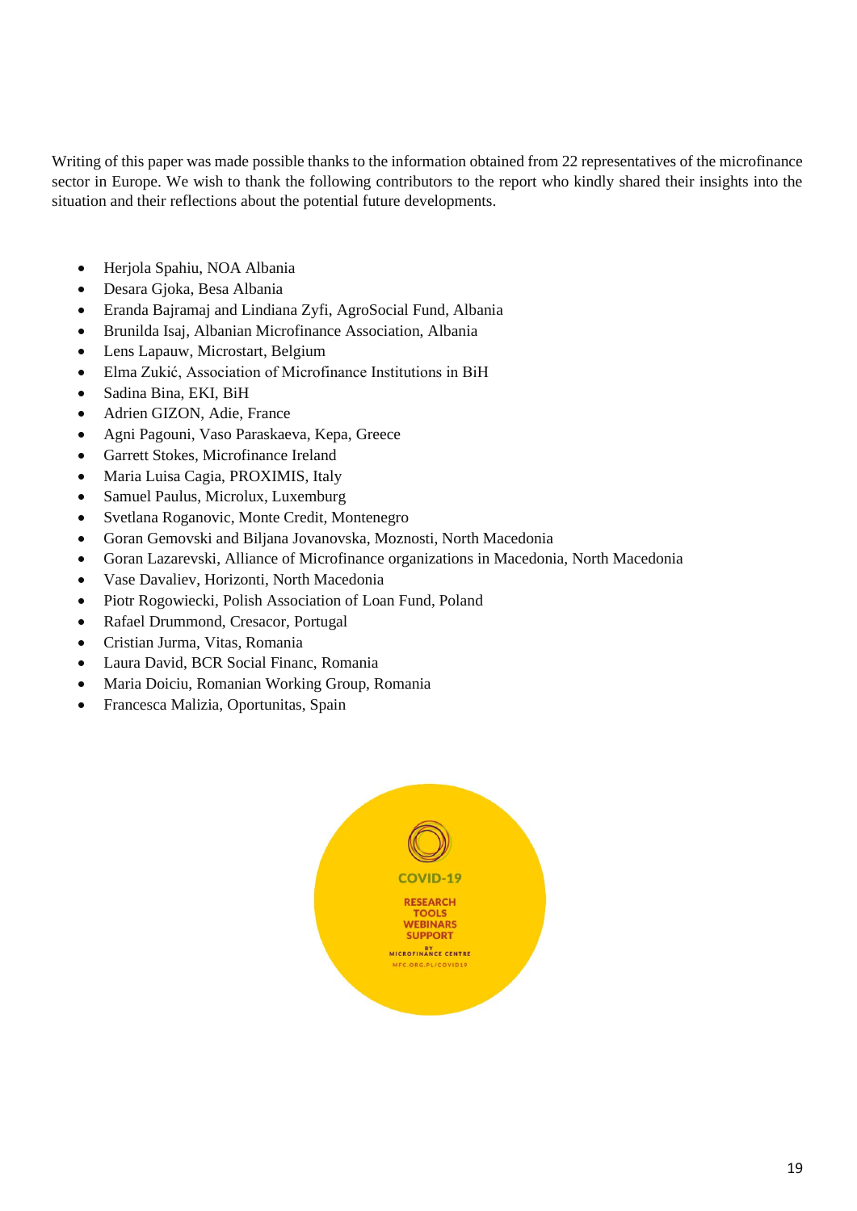Writing of this paper was made possible thanks to the information obtained from 22 representatives of the microfinance sector in Europe. We wish to thank the following contributors to the report who kindly shared their insights into the situation and their reflections about the potential future developments.

- Herjola Spahiu, NOA Albania
- Desara Gjoka, Besa Albania
- Eranda Bajramaj and Lindiana Zyfi, AgroSocial Fund, Albania
- Brunilda Isaj, Albanian Microfinance Association, Albania
- Lens Lapauw, Microstart, Belgium
- Elma Zukić, Association of Microfinance Institutions in BiH
- Sadina Bina, EKI, BiH
- Adrien GIZON, Adie, France
- Agni Pagouni, Vaso Paraskaeva, Kepa, Greece
- Garrett Stokes, Microfinance Ireland
- Maria Luisa Cagia, PROXIMIS, Italy
- Samuel Paulus, Microlux, Luxemburg
- Svetlana Roganovic, Monte Credit, Montenegro
- Goran Gemovski and Biljana Jovanovska, Moznosti, North Macedonia
- Goran Lazarevski, Alliance of Microfinance organizations in Macedonia, North Macedonia
- Vase Davaliev, Horizonti, North Macedonia
- Piotr Rogowiecki, Polish Association of Loan Fund, Poland
- Rafael Drummond, Cresacor, Portugal
- Cristian Jurma, Vitas, Romania
- Laura David, BCR Social Financ, Romania
- Maria Doiciu, Romanian Working Group, Romania
- Francesca Malizia, Oportunitas, Spain

COVID-19

RESEARCH
TOOLS
WEBINARS
SUPPORT

BY MICROFINANCE CENTRE
MFC.ORG.PL/COVID19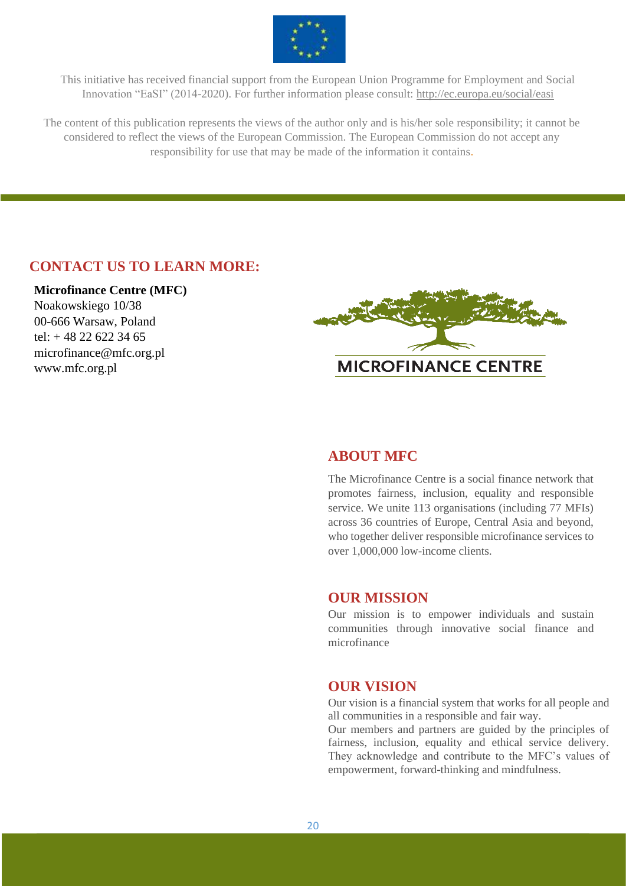This initiative has received financial support from the European Union Programme for Employment and Social Innovation "EaSI" (2014-2020). For further information please consult: http://ec.europa.eu/social/easi

The content of this publication represents the views of the author only and is his/her sole responsibility; it cannot be considered to reflect the views of the European Commission. The European Commission do not accept any responsibility for use that may be made of the information it contains.

## CONTACT US TO LEARN MORE:

**Microfinance Centre (MFC)**
Noakowskiego 10/38
00-666 Warsaw, Poland
tel: + 48 22 622 34 65
microfinance@mfc.org.pl
www.mfc.org.pl

MICROFINANCE CENTRE

## ABOUT MFC

The Microfinance Centre is a social finance network that promotes fairness, inclusion, equality and responsible service. We unite 113 organisations (including 77 MFIs) across 36 countries of Europe, Central Asia and beyond, who together deliver responsible microfinance services to over 1,000,000 low-income clients.

## OUR MISSION

Our mission is to empower individuals and sustain communities through innovative social finance and microfinance

## OUR VISION

Our vision is a financial system that works for all people and all communities in a responsible and fair way.
Our members and partners are guided by the principles of fairness, inclusion, equality and ethical service delivery. They acknowledge and contribute to the MFC's values of empowerment, forward-thinking and mindfulness.